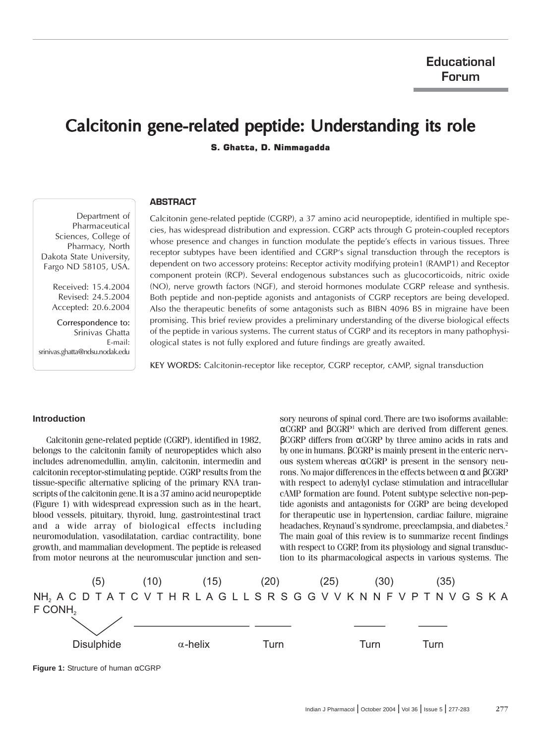Educational Forum

# Calcitonin gene-related peptide: Understanding its role

**S. Ghatta, D. Nimmagadda**

Department of Pharmaceutical Sciences, College of Pharmacy, North Dakota State University, Fargo ND 58105, USA.

Received: 15.4.2004
Revised: 24.5.2004
Accepted: 20.6.2004

Correspondence to:
Srinivas Ghatta
E-mail: srinivas.ghatta@ndsu.nodak.edu

## ABSTRACT

Calcitonin gene-related peptide (CGRP), a 37 amino acid neuropeptide, identified in multiple species, has widespread distribution and expression. CGRP acts through G protein-coupled receptors whose presence and changes in function modulate the peptide's effects in various tissues. Three receptor subtypes have been identified and CGRP's signal transduction through the receptors is dependent on two accessory proteins: Receptor activity modifying protein1 (RAMP1) and Receptor component protein (RCP). Several endogenous substances such as glucocorticoids, nitric oxide (NO), nerve growth factors (NGF), and steroid hormones modulate CGRP release and synthesis. Both peptide and non-peptide agonists and antagonists of CGRP receptors are being developed. Also the therapeutic benefits of some antagonists such as BIBN 4096 BS in migraine have been promising. This brief review provides a preliminary understanding of the diverse biological effects of the peptide in various systems. The current status of CGRP and its receptors in many pathophysiological states is not fully explored and future findings are greatly awaited.

KEY WORDS: Calcitonin-receptor like receptor, CGRP receptor, cAMP, signal transduction

## Introduction

Calcitonin gene-related peptide (CGRP), identified in 1982, belongs to the calcitonin family of neuropeptides which also includes adrenomedullin, amylin, calcitonin, intermedin and calcitonin receptor-stimulating peptide. CGRP results from the tissue-specific alternative splicing of the primary RNA transcripts of the calcitonin gene. It is a 37 amino acid neuropeptide (Figure 1) with widespread expression such as in the heart, blood vessels, pituitary, thyroid, lung, gastrointestinal tract and a wide array of biological effects including neuromodulation, vasodilatation, cardiac contractility, bone growth, and mammalian development. The peptide is released from motor neurons at the neuromuscular junction and sensory neurons of spinal cord. There are two isoforms available: αCGRP and βCGRP[1] which are derived from different genes. βCGRP differs from αCGRP by three amino acids in rats and by one in humans. βCGRP is mainly present in the enteric nervous system whereas αCGRP is present in the sensory neurons. No major differences in the effects between α and βCGRP with respect to adenylyl cyclase stimulation and intracellular cAMP formation are found. Potent subtype selective non-peptide agonists and antagonists for CGRP are being developed for therapeutic use in hypertension, cardiac failure, migraine headaches, Reynaud's syndrome, preeclampsia, and diabetes.[2] The main goal of this review is to summarize recent findings with respect to CGRP, from its physiology and signal transduction to its pharmacological aspects in various systems. The

```
         (5)        (10)        (15)        (20)        (25)        (30)        (35)
NH2 A C D T A T C V T H R L A G L L S R S G G V V K N N F V P T N V G S K A
F CONH2
      Disulphide       α-helix         Turn               Turn       Turn
```

**Figure 1:** Structure of human αCGRP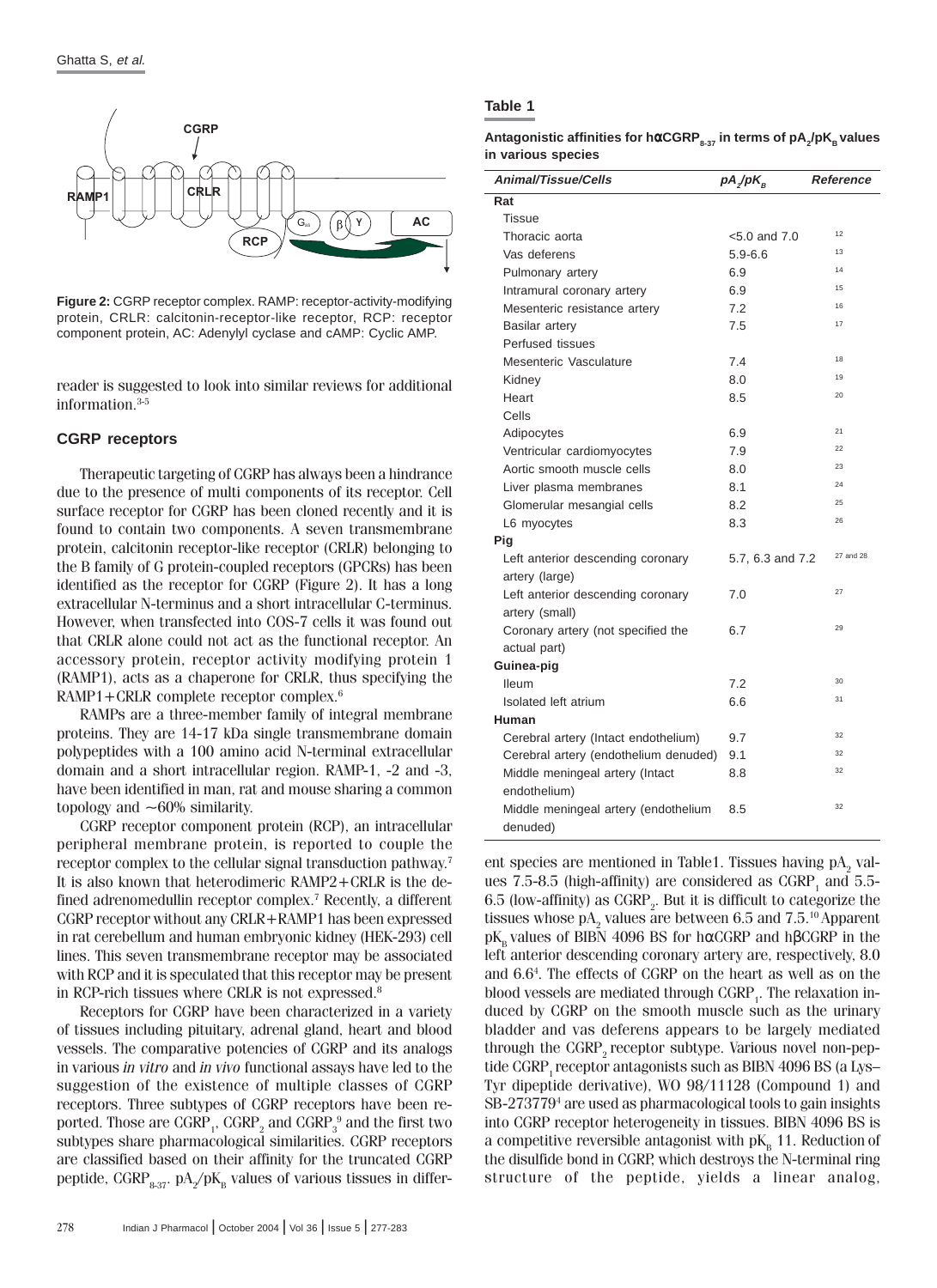Figure 2: CGRP receptor complex. RAMP: receptor-activity-modifying protein, CRLR: calcitonin-receptor-like receptor, RCP: receptor component protein, AC: Adenylyl cyclase and cAMP: Cyclic AMP.

reader is suggested to look into similar reviews for additional information.[3-5]

## CGRP receptors

Therapeutic targeting of CGRP has always been a hindrance due to the presence of multi components of its receptor. Cell surface receptor for CGRP has been cloned recently and it is found to contain two components. A seven transmembrane protein, calcitonin receptor-like receptor (CRLR) belonging to the B family of G protein-coupled receptors (GPCRs) has been identified as the receptor for CGRP (Figure 2). It has a long extracellular N-terminus and a short intracellular C-terminus. However, when transfected into COS-7 cells it was found out that CRLR alone could not act as the functional receptor. An accessory protein, receptor activity modifying protein 1 (RAMP1), acts as a chaperone for CRLR, thus specifying the RAMP1+CRLR complete receptor complex.[6]

RAMPs are a three-member family of integral membrane proteins. They are 14-17 kDa single transmembrane domain polypeptides with a 100 amino acid N-terminal extracellular domain and a short intracellular region. RAMP-1, -2 and -3, have been identified in man, rat and mouse sharing a common topology and ~60% similarity.

CGRP receptor component protein (RCP), an intracellular peripheral membrane protein, is reported to couple the receptor complex to the cellular signal transduction pathway.[7] It is also known that heterodimeric RAMP2+CRLR is the defined adrenomedullin receptor complex.[7] Recently, a different CGRP receptor without any CRLR+RAMP1 has been expressed in rat cerebellum and human embryonic kidney (HEK-293) cell lines. This seven transmembrane receptor may be associated with RCP and it is speculated that this receptor may be present in RCP-rich tissues where CRLR is not expressed.[8]

Receptors for CGRP have been characterized in a variety of tissues including pituitary, adrenal gland, heart and blood vessels. The comparative potencies of CGRP and its analogs in various *in vitro* and *in vivo* functional assays have led to the suggestion of the existence of multiple classes of CGRP receptors. Three subtypes of CGRP receptors have been reported. Those are $CGRP_1$, $CGRP_2$ and $CGRP_3$[9] and the first two subtypes share pharmacological similarities. CGRP receptors are classified based on their affinity for the truncated CGRP peptide, $CGRP_{8-37}$. $pA_2/pK_B$ values of various tissues in different species are mentioned in Table1. Tissues having $pA_2$ values 7.5-8.5 (high-affinity) are considered as $CGRP_1$ and 5.5-6.5 (low-affinity) as $CGRP_2$. But it is difficult to categorize the tissues whose $pA_2$ values are between 6.5 and 7.5.[10] Apparent $pK_B$ values of BIBN 4096 BS for hαCGRP and hβCGRP in the left anterior descending coronary artery are, respectively, 8.0 and 6.6[4]. The effects of CGRP on the heart as well as on the blood vessels are mediated through $CGRP_1$. The relaxation induced by CGRP on the smooth muscle such as the urinary bladder and vas deferens appears to be largely mediated through the $CGRP_2$ receptor subtype. Various novel non-peptide $CGRP_1$ receptor antagonists such as BIBN 4096 BS (a Lys–Tyr dipeptide derivative), WO 98/11128 (Compound 1) and SB-273779[4] are used as pharmacological tools to gain insights into CGRP receptor heterogeneity in tissues. BIBN 4096 BS is a competitive reversible antagonist with $pK_B$ 11. Reduction of the disulfide bond in CGRP, which destroys the N-terminal ring structure of the peptide, yields a linear analog,

**Table 1**

**Antagonistic affinities for hαCGRP$_{8-37}$ in terms of $pA_2/pK_B$ values in various species**

| Animal/Tissue/Cells | $pA_2/pK_B$ | Reference |
|---|---|---|
| **Rat** | | |
| Tissue | | |
| Thoracic aorta | <5.0 and 7.0 | 12 |
| Vas deferens | 5.9-6.6 | 13 |
| Pulmonary artery | 6.9 | 14 |
| Intramural coronary artery | 6.9 | 15 |
| Mesenteric resistance artery | 7.2 | 16 |
| Basilar artery | 7.5 | 17 |
| Perfused tissues | | |
| Mesenteric Vasculature | 7.4 | 18 |
| Kidney | 8.0 | 19 |
| Heart | 8.5 | 20 |
| Cells | | |
| Adipocytes | 6.9 | 21 |
| Ventricular cardiomyocytes | 7.9 | 22 |
| Aortic smooth muscle cells | 8.0 | 23 |
| Liver plasma membranes | 8.1 | 24 |
| Glomerular mesangial cells | 8.2 | 25 |
| L6 myocytes | 8.3 | 26 |
| **Pig** | | |
| Left anterior descending coronary artery (large) | 5.7, 6.3 and 7.2 | 27 and 28 |
| Left anterior descending coronary artery (small) | 7.0 | 27 |
| Coronary artery (not specified the actual part) | 6.7 | 29 |
| **Guinea-pig** | | |
| Ileum | 7.2 | 30 |
| Isolated left atrium | 6.6 | 31 |
| **Human** | | |
| Cerebral artery (Intact endothelium) | 9.7 | 32 |
| Cerebral artery (endothelium denuded) | 9.1 | 32 |
| Middle meningeal artery (Intact endothelium) | 8.8 | 32 |
| Middle meningeal artery (endothelium denuded) | 8.5 | 32 |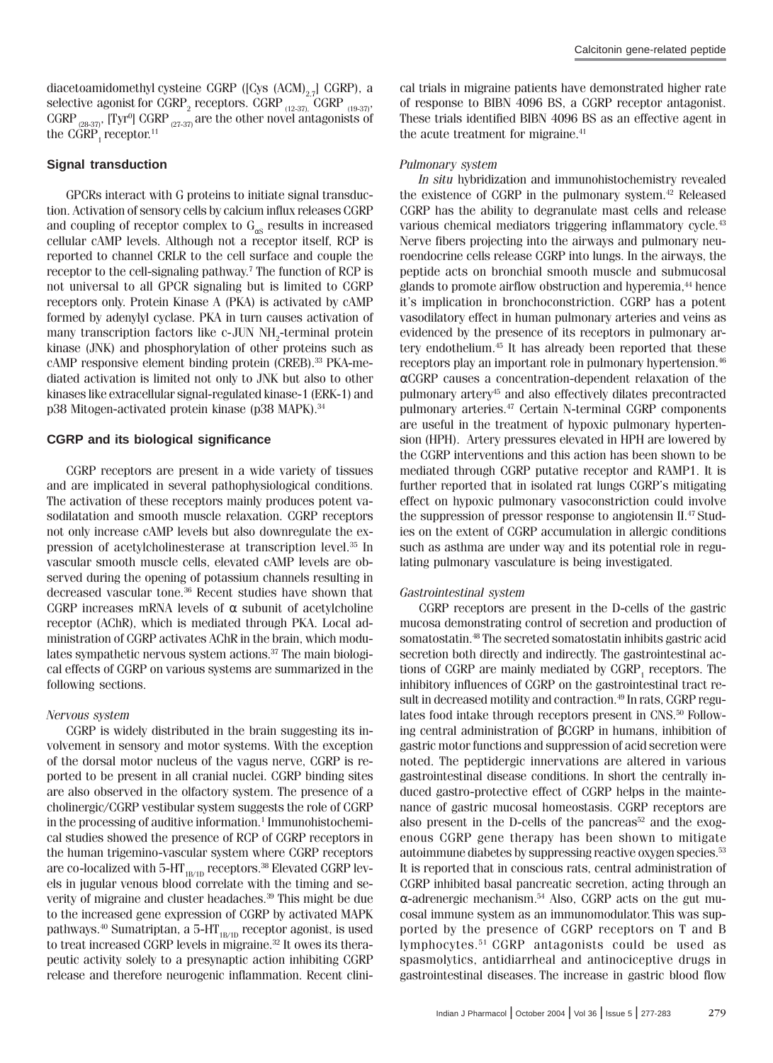diacetoamidomethyl cysteine CGRP ([Cys $(ACM)_{2,7}$] CGRP), a selective agonist for $CGRP_2$ receptors. CGRP $_{(12-37)}$, CGRP $_{(19-37)}$, CGRP $_{(28-37)}$, [Tyr$^0$] CGRP $_{(27-37)}$ are the other novel antagonists of the $CGRP_1$ receptor.[11]

## Signal transduction

GPCRs interact with G proteins to initiate signal transduction. Activation of sensory cells by calcium influx releases CGRP and coupling of receptor complex to $G_{\alpha S}$ results in increased cellular cAMP levels. Although not a receptor itself, RCP is reported to channel CRLR to the cell surface and couple the receptor to the cell-signaling pathway.[7] The function of RCP is not universal to all GPCR signaling but is limited to CGRP receptors only. Protein Kinase A (PKA) is activated by cAMP formed by adenylyl cyclase. PKA in turn causes activation of many transcription factors like c-JUN $NH_2$-terminal protein kinase (JNK) and phosphorylation of other proteins such as cAMP responsive element binding protein (CREB).[33] PKA-mediated activation is limited not only to JNK but also to other kinases like extracellular signal-regulated kinase-1 (ERK-1) and p38 Mitogen-activated protein kinase (p38 MAPK).[34]

## CGRP and its biological significance

CGRP receptors are present in a wide variety of tissues and are implicated in several pathophysiological conditions. The activation of these receptors mainly produces potent vasodilatation and smooth muscle relaxation. CGRP receptors not only increase cAMP levels but also downregulate the expression of acetylcholinesterase at transcription level.[35] In vascular smooth muscle cells, elevated cAMP levels are observed during the opening of potassium channels resulting in decreased vascular tone.[36] Recent studies have shown that CGRP increases mRNA levels of α subunit of acetylcholine receptor (AChR), which is mediated through PKA. Local administration of CGRP activates AChR in the brain, which modulates sympathetic nervous system actions.[37] The main biological effects of CGRP on various systems are summarized in the following sections.

### *Nervous system*

CGRP is widely distributed in the brain suggesting its involvement in sensory and motor systems. With the exception of the dorsal motor nucleus of the vagus nerve, CGRP is reported to be present in all cranial nuclei. CGRP binding sites are also observed in the olfactory system. The presence of a cholinergic/CGRP vestibular system suggests the role of CGRP in the processing of auditive information.[1] Immunohistochemical studies showed the presence of RCP of CGRP receptors in the human trigemino-vascular system where CGRP receptors are co-localized with $5\text{-}HT_{1B/1D}$ receptors.[38] Elevated CGRP levels in jugular venous blood correlate with the timing and severity of migraine and cluster headaches.[39] This might be due to the increased gene expression of CGRP by activated MAPK pathways.[40] Sumatriptan, a $5\text{-}HT_{1B/1D}$ receptor agonist, is used to treat increased CGRP levels in migraine.[32] It owes its therapeutic activity solely to a presynaptic action inhibiting CGRP release and therefore neurogenic inflammation. Recent clinical trials in migraine patients have demonstrated higher rate of response to BIBN 4096 BS, a CGRP receptor antagonist. These trials identified BIBN 4096 BS as an effective agent in the acute treatment for migraine.[41]

### *Pulmonary system*

*In situ* hybridization and immunohistochemistry revealed the existence of CGRP in the pulmonary system.[42] Released CGRP has the ability to degranulate mast cells and release various chemical mediators triggering inflammatory cycle.[43] Nerve fibers projecting into the airways and pulmonary neuroendocrine cells release CGRP into lungs. In the airways, the peptide acts on bronchial smooth muscle and submucosal glands to promote airflow obstruction and hyperemia,[44] hence it's implication in bronchoconstriction. CGRP has a potent vasodilatory effect in human pulmonary arteries and veins as evidenced by the presence of its receptors in pulmonary artery endothelium.[45] It has already been reported that these receptors play an important role in pulmonary hypertension.[46] αCGRP causes a concentration-dependent relaxation of the pulmonary artery[45] and also effectively dilates precontracted pulmonary arteries.[47] Certain N-terminal CGRP components are useful in the treatment of hypoxic pulmonary hypertension (HPH). Artery pressures elevated in HPH are lowered by the CGRP interventions and this action has been shown to be mediated through CGRP putative receptor and RAMP1. It is further reported that in isolated rat lungs CGRP's mitigating effect on hypoxic pulmonary vasoconstriction could involve the suppression of pressor response to angiotensin II.[47] Studies on the extent of CGRP accumulation in allergic conditions such as asthma are under way and its potential role in regulating pulmonary vasculature is being investigated.

### *Gastrointestinal system*

CGRP receptors are present in the D-cells of the gastric mucosa demonstrating control of secretion and production of somatostatin.[48] The secreted somatostatin inhibits gastric acid secretion both directly and indirectly. The gastrointestinal actions of CGRP are mainly mediated by $CGRP_1$ receptors. The inhibitory influences of CGRP on the gastrointestinal tract result in decreased motility and contraction.[49] In rats, CGRP regulates food intake through receptors present in CNS.[50] Following central administration of βCGRP in humans, inhibition of gastric motor functions and suppression of acid secretion were noted. The peptidergic innervations are altered in various gastrointestinal disease conditions. In short the centrally induced gastro-protective effect of CGRP helps in the maintenance of gastric mucosal homeostasis. CGRP receptors are also present in the D-cells of the pancreas[52] and the exogenous CGRP gene therapy has been shown to mitigate autoimmune diabetes by suppressing reactive oxygen species.[53] It is reported that in conscious rats, central administration of CGRP inhibited basal pancreatic secretion, acting through an α-adrenergic mechanism.[54] Also, CGRP acts on the gut mucosal immune system as an immunomodulator. This was supported by the presence of CGRP receptors on T and B lymphocytes.[51] CGRP antagonists could be used as spasmolytics, antidiarrheal and antinociceptive drugs in gastrointestinal diseases. The increase in gastric blood flow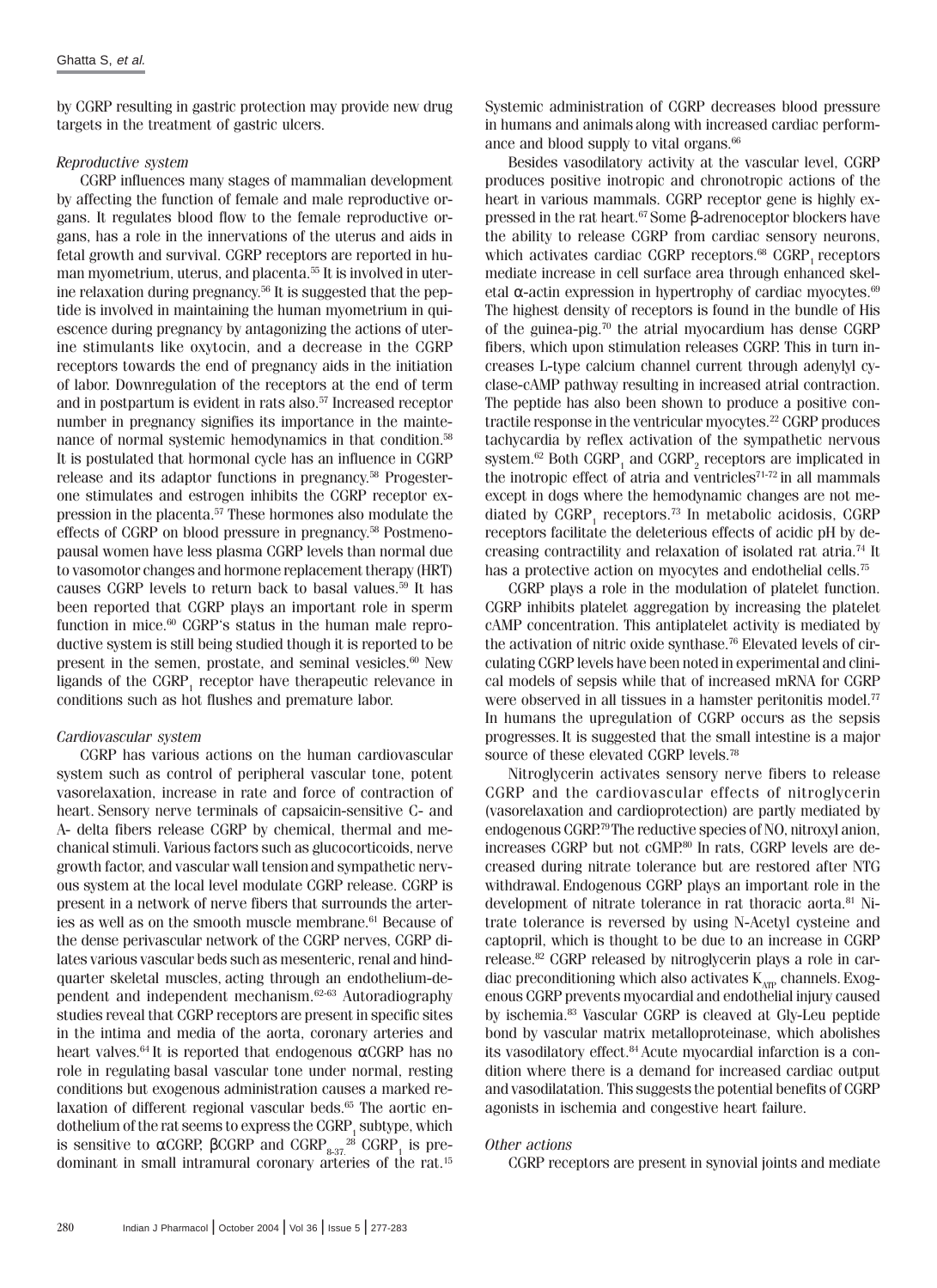by CGRP resulting in gastric protection may provide new drug targets in the treatment of gastric ulcers.

*Reproductive system*

CGRP influences many stages of mammalian development by affecting the function of female and male reproductive organs. It regulates blood flow to the female reproductive organs, has a role in the innervations of the uterus and aids in fetal growth and survival. CGRP receptors are reported in human myometrium, uterus, and placenta.[55] It is involved in uterine relaxation during pregnancy.[56] It is suggested that the peptide is involved in maintaining the human myometrium in quiescence during pregnancy by antagonizing the actions of uterine stimulants like oxytocin, and a decrease in the CGRP receptors towards the end of pregnancy aids in the initiation of labor. Downregulation of the receptors at the end of term and in postpartum is evident in rats also.[57] Increased receptor number in pregnancy signifies its importance in the maintenance of normal systemic hemodynamics in that condition.[58] It is postulated that hormonal cycle has an influence in CGRP release and its adaptor functions in pregnancy.[58] Progesterone stimulates and estrogen inhibits the CGRP receptor expression in the placenta.[57] These hormones also modulate the effects of CGRP on blood pressure in pregnancy.[58] Postmenopausal women have less plasma CGRP levels than normal due to vasomotor changes and hormone replacement therapy (HRT) causes CGRP levels to return back to basal values.[59] It has been reported that CGRP plays an important role in sperm function in mice.[60] CGRP's status in the human male reproductive system is still being studied though it is reported to be present in the semen, prostate, and seminal vesicles.[60] New ligands of the $CGRP_1$ receptor have therapeutic relevance in conditions such as hot flushes and premature labor.

*Cardiovascular system*

CGRP has various actions on the human cardiovascular system such as control of peripheral vascular tone, potent vasorelaxation, increase in rate and force of contraction of heart. Sensory nerve terminals of capsaicin-sensitive C- and A- delta fibers release CGRP by chemical, thermal and mechanical stimuli. Various factors such as glucocorticoids, nerve growth factor, and vascular wall tension and sympathetic nervous system at the local level modulate CGRP release. CGRP is present in a network of nerve fibers that surrounds the arteries as well as on the smooth muscle membrane.[61] Because of the dense perivascular network of the CGRP nerves, CGRP dilates various vascular beds such as mesenteric, renal and hindquarter skeletal muscles, acting through an endothelium-dependent and independent mechanism.[62-63] Autoradiography studies reveal that CGRP receptors are present in specific sites in the intima and media of the aorta, coronary arteries and heart valves.[64] It is reported that endogenous αCGRP has no role in regulating basal vascular tone under normal, resting conditions but exogenous administration causes a marked relaxation of different regional vascular beds.[65] The aortic endothelium of the rat seems to express the $CGRP_1$ subtype, which is sensitive to αCGRP, βCGRP and $CGRP_{8-37}$.[28] $CGRP_1$ is predominant in small intramural coronary arteries of the rat.[15] Systemic administration of CGRP decreases blood pressure in humans and animals along with increased cardiac performance and blood supply to vital organs.[66]

Besides vasodilatory activity at the vascular level, CGRP produces positive inotropic and chronotropic actions of the heart in various mammals. CGRP receptor gene is highly expressed in the rat heart.[67] Some β-adrenoceptor blockers have the ability to release CGRP from cardiac sensory neurons, which activates cardiac CGRP receptors.[68] $CGRP_1$ receptors mediate increase in cell surface area through enhanced skeletal α-actin expression in hypertrophy of cardiac myocytes.[69] The highest density of receptors is found in the bundle of His of the guinea-pig.[70] the atrial myocardium has dense CGRP fibers, which upon stimulation releases CGRP. This in turn increases L-type calcium channel current through adenylyl cyclase-cAMP pathway resulting in increased atrial contraction. The peptide has also been shown to produce a positive contractile response in the ventricular myocytes.[22] CGRP produces tachycardia by reflex activation of the sympathetic nervous system.[62] Both $CGRP_1$ and $CGRP_2$ receptors are implicated in the inotropic effect of atria and ventricles[71-72] in all mammals except in dogs where the hemodynamic changes are not mediated by $CGRP_1$ receptors.[73] In metabolic acidosis, CGRP receptors facilitate the deleterious effects of acidic pH by decreasing contractility and relaxation of isolated rat atria.[74] It has a protective action on myocytes and endothelial cells.[75]

CGRP plays a role in the modulation of platelet function. CGRP inhibits platelet aggregation by increasing the platelet cAMP concentration. This antiplatelet activity is mediated by the activation of nitric oxide synthase.[76] Elevated levels of circulating CGRP levels have been noted in experimental and clinical models of sepsis while that of increased mRNA for CGRP were observed in all tissues in a hamster peritonitis model.[77] In humans the upregulation of CGRP occurs as the sepsis progresses. It is suggested that the small intestine is a major source of these elevated CGRP levels.[78]

Nitroglycerin activates sensory nerve fibers to release CGRP and the cardiovascular effects of nitroglycerin (vasorelaxation and cardioprotection) are partly mediated by endogenous CGRP.[79] The reductive species of NO, nitroxyl anion, increases CGRP but not cGMP.[80] In rats, CGRP levels are decreased during nitrate tolerance but are restored after NTG withdrawal. Endogenous CGRP plays an important role in the development of nitrate tolerance in rat thoracic aorta.[81] Nitrate tolerance is reversed by using N-Acetyl cysteine and captopril, which is thought to be due to an increase in CGRP release.[82] CGRP released by nitroglycerin plays a role in cardiac preconditioning which also activates $K_{ATP}$ channels. Exogenous CGRP prevents myocardial and endothelial injury caused by ischemia.[83] Vascular CGRP is cleaved at Gly-Leu peptide bond by vascular matrix metalloproteinase, which abolishes its vasodilatory effect.[84] Acute myocardial infarction is a condition where there is a demand for increased cardiac output and vasodilatation. This suggests the potential benefits of CGRP agonists in ischemia and congestive heart failure.

*Other actions*

CGRP receptors are present in synovial joints and mediate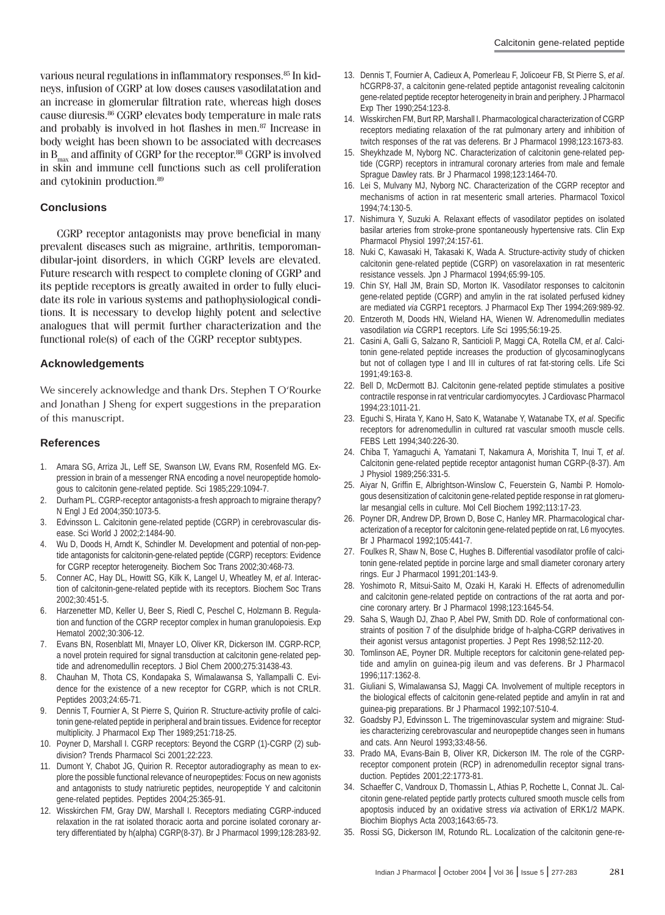various neural regulations in inflammatory responses.[85] In kidneys, infusion of CGRP at low doses causes vasodilatation and an increase in glomerular filtration rate, whereas high doses cause diuresis.[86] CGRP elevates body temperature in male rats and probably is involved in hot flashes in men.[87] Increase in body weight has been shown to be associated with decreases in $B_{max}$ and affinity of CGRP for the receptor.[88] CGRP is involved in skin and immune cell functions such as cell proliferation and cytokinin production.[89]

## Conclusions

CGRP receptor antagonists may prove beneficial in many prevalent diseases such as migraine, arthritis, temporomandibular-joint disorders, in which CGRP levels are elevated. Future research with respect to complete cloning of CGRP and its peptide receptors is greatly awaited in order to fully elucidate its role in various systems and pathophysiological conditions. It is necessary to develop highly potent and selective analogues that will permit further characterization and the functional role(s) of each of the CGRP receptor subtypes.

## Acknowledgements

We sincerely acknowledge and thank Drs. Stephen T O'Rourke and Jonathan J Sheng for expert suggestions in the preparation of this manuscript.

## References

1. Amara SG, Arriza JL, Leff SE, Swanson LW, Evans RM, Rosenfeld MG. Expression in brain of a messenger RNA encoding a novel neuropeptide homologous to calcitonin gene-related peptide. Sci 1985;229:1094-7.
2. Durham PL. CGRP-receptor antagonists-a fresh approach to migraine therapy? N Engl J Ed 2004;350:1073-5.
3. Edvinsson L. Calcitonin gene-related peptide (CGRP) in cerebrovascular disease. Sci World J 2002;2:1484-90.
4. Wu D, Doods H, Arndt K, Schindler M. Development and potential of non-peptide antagonists for calcitonin-gene-related peptide (CGRP) receptors: Evidence for CGRP receptor heterogeneity. Biochem Soc Trans 2002;30:468-73.
5. Conner AC, Hay DL, Howitt SG, Kilk K, Langel U, Wheatley M, *et al*. Interaction of calcitonin-gene-related peptide with its receptors. Biochem Soc Trans 2002;30:451-5.
6. Harzenetter MD, Keller U, Beer S, Riedl C, Peschel C, Holzmann B. Regulation and function of the CGRP receptor complex in human granulopoiesis. Exp Hematol 2002;30:306-12.
7. Evans BN, Rosenblatt MI, Mnayer LO, Oliver KR, Dickerson IM. CGRP-RCP, a novel protein required for signal transduction at calcitonin gene-related peptide and adrenomedullin receptors. J Biol Chem 2000;275:31438-43.
8. Chauhan M, Thota CS, Kondapaka S, Wimalawansa S, Yallampalli C. Evidence for the existence of a new receptor for CGRP, which is not CRLR. Peptides 2003;24:65-71.
9. Dennis T, Fournier A, St Pierre S, Quirion R. Structure-activity profile of calcitonin gene-related peptide in peripheral and brain tissues. Evidence for receptor multiplicity. J Pharmacol Exp Ther 1989;251:718-25.
10. Poyner D, Marshall I. CGRP receptors: Beyond the CGRP (1)-CGRP (2) subdivision? Trends Pharmacol Sci 2001;22:223.
11. Dumont Y, Chabot JG, Quirion R. Receptor autoradiography as mean to explore the possible functional relevance of neuropeptides: Focus on new agonists and antagonists to study natriuretic peptides, neuropeptide Y and calcitonin gene-related peptides. Peptides 2004;25:365-91.
12. Wisskirchen FM, Gray DW, Marshall I. Receptors mediating CGRP-induced relaxation in the rat isolated thoracic aorta and porcine isolated coronary artery differentiated by h(alpha) CGRP(8-37). Br J Pharmacol 1999;128:283-92.
13. Dennis T, Fournier A, Cadieux A, Pomerleau F, Jolicoeur FB, St Pierre S, *et al*. hCGRP8-37, a calcitonin gene-related peptide antagonist revealing calcitonin gene-related peptide receptor heterogeneity in brain and periphery. J Pharmacol Exp Ther 1990;254:123-8.
14. Wisskirchen FM, Burt RP, Marshall I. Pharmacological characterization of CGRP receptors mediating relaxation of the rat pulmonary artery and inhibition of twitch responses of the rat vas deferens. Br J Pharmacol 1998;123:1673-83.
15. Sheykhzade M, Nyborg NC. Characterization of calcitonin gene-related peptide (CGRP) receptors in intramural coronary arteries from male and female Sprague Dawley rats. Br J Pharmacol 1998;123:1464-70.
16. Lei S, Mulvany MJ, Nyborg NC. Characterization of the CGRP receptor and mechanisms of action in rat mesenteric small arteries. Pharmacol Toxicol 1994;74:130-5.
17. Nishimura Y, Suzuki A. Relaxant effects of vasodilator peptides on isolated basilar arteries from stroke-prone spontaneously hypertensive rats. Clin Exp Pharmacol Physiol 1997;24:157-61.
18. Nuki C, Kawasaki H, Takasaki K, Wada A. Structure-activity study of chicken calcitonin gene-related peptide (CGRP) on vasorelaxation in rat mesenteric resistance vessels. Jpn J Pharmacol 1994;65:99-105.
19. Chin SY, Hall JM, Brain SD, Morton IK. Vasodilator responses to calcitonin gene-related peptide (CGRP) and amylin in the rat isolated perfused kidney are mediated *via* CGRP1 receptors. J Pharmacol Exp Ther 1994;269:989-92.
20. Entzeroth M, Doods HN, Wieland HA, Wienen W. Adrenomedullin mediates vasodilation *via* CGRP1 receptors. Life Sci 1995;56:19-25.
21. Casini A, Galli G, Salzano R, Santicioli P, Maggi CA, Rotella CM, *et al*. Calcitonin gene-related peptide increases the production of glycosaminoglycans but not of collagen type I and III in cultures of rat fat-storing cells. Life Sci 1991;49:163-8.
22. Bell D, McDermott BJ. Calcitonin gene-related peptide stimulates a positive contractile response in rat ventricular cardiomyocytes. J Cardiovasc Pharmacol 1994;23:1011-21.
23. Eguchi S, Hirata Y, Kano H, Sato K, Watanabe Y, Watanabe TX, *et al*. Specific receptors for adrenomedullin in cultured rat vascular smooth muscle cells. FEBS Lett 1994;340:226-30.
24. Chiba T, Yamaguchi A, Yamatani T, Nakamura A, Morishita T, Inui T, *et al*. Calcitonin gene-related peptide receptor antagonist human CGRP-(8-37). Am J Physiol 1989;256:331-5.
25. Aiyar N, Griffin E, Albrightson-Winslow C, Feuerstein G, Nambi P. Homologous desensitization of calcitonin gene-related peptide response in rat glomerular mesangial cells in culture. Mol Cell Biochem 1992;113:17-23.
26. Poyner DR, Andrew DP, Brown D, Bose C, Hanley MR. Pharmacological characterization of a receptor for calcitonin gene-related peptide on rat, L6 myocytes. Br J Pharmacol 1992;105:441-7.
27. Foulkes R, Shaw N, Bose C, Hughes B. Differential vasodilator profile of calcitonin gene-related peptide in porcine large and small diameter coronary artery rings. Eur J Pharmacol 1991;201:143-9.
28. Yoshimoto R, Mitsui-Saito M, Ozaki H, Karaki H. Effects of adrenomedullin and calcitonin gene-related peptide on contractions of the rat aorta and porcine coronary artery. Br J Pharmacol 1998;123:1645-54.
29. Saha S, Waugh DJ, Zhao P, Abel PW, Smith DD. Role of conformational constraints of position 7 of the disulphide bridge of h-alpha-CGRP derivatives in their agonist versus antagonist properties. J Pept Res 1998;52:112-20.
30. Tomlinson AE, Poyner DR. Multiple receptors for calcitonin gene-related peptide and amylin on guinea-pig ileum and vas deferens. Br J Pharmacol 1996;117:1362-8.
31. Giuliani S, Wimalawansa SJ, Maggi CA. Involvement of multiple receptors in the biological effects of calcitonin gene-related peptide and amylin in rat and guinea-pig preparations. Br J Pharmacol 1992;107:510-4.
32. Goadsby PJ, Edvinsson L. The trigeminovascular system and migraine: Studies characterizing cerebrovascular and neuropeptide changes seen in humans and cats. Ann Neurol 1993;33:48-56.
33. Prado MA, Evans-Bain B, Oliver KR, Dickerson IM. The role of the CGRP-receptor component protein (RCP) in adrenomedullin receptor signal transduction. Peptides 2001;22:1773-81.
34. Schaeffer C, Vandroux D, Thomassin L, Athias P, Rochette L, Connat JL. Calcitonin gene-related peptide partly protects cultured smooth muscle cells from apoptosis induced by an oxidative stress *via* activation of ERK1/2 MAPK. Biochim Biophys Acta 2003;1643:65-73.
35. Rossi SG, Dickerson IM, Rotundo RL. Localization of the calcitonin gene-re-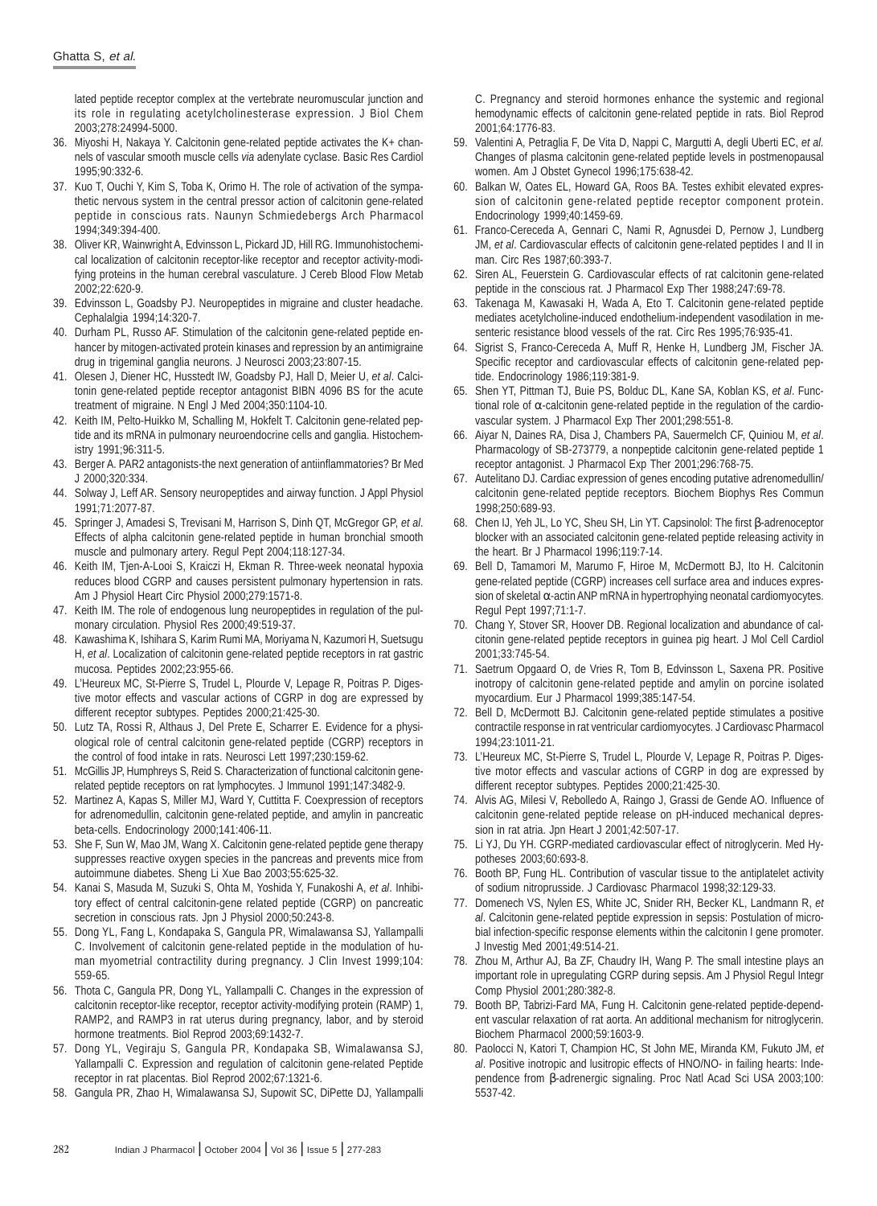lated peptide receptor complex at the vertebrate neuromuscular junction and its role in regulating acetylcholinesterase expression. J Biol Chem 2003;278:24994-5000.

36. Miyoshi H, Nakaya Y. Calcitonin gene-related peptide activates the K+ channels of vascular smooth muscle cells *via* adenylate cyclase. Basic Res Cardiol 1995;90:332-6.
37. Kuo T, Ouchi Y, Kim S, Toba K, Orimo H. The role of activation of the sympathetic nervous system in the central pressor action of calcitonin gene-related peptide in conscious rats. Naunyn Schmiedebergs Arch Pharmacol 1994;349:394-400.
38. Oliver KR, Wainwright A, Edvinsson L, Pickard JD, Hill RG. Immunohistochemical localization of calcitonin receptor-like receptor and receptor activity-modifying proteins in the human cerebral vasculature. J Cereb Blood Flow Metab 2002;22:620-9.
39. Edvinsson L, Goadsby PJ. Neuropeptides in migraine and cluster headache. Cephalalgia 1994;14:320-7.
40. Durham PL, Russo AF. Stimulation of the calcitonin gene-related peptide enhancer by mitogen-activated protein kinases and repression by an antimigraine drug in trigeminal ganglia neurons. J Neurosci 2003;23:807-15.
41. Olesen J, Diener HC, Husstedt IW, Goadsby PJ, Hall D, Meier U, *et al*. Calcitonin gene-related peptide receptor antagonist BIBN 4096 BS for the acute treatment of migraine. N Engl J Med 2004;350:1104-10.
42. Keith IM, Pelto-Huikko M, Schalling M, Hokfelt T. Calcitonin gene-related peptide and its mRNA in pulmonary neuroendocrine cells and ganglia. Histochemistry 1991;96:311-5.
43. Berger A. PAR2 antagonists-the next generation of antiinflammatories? Br Med J 2000;320:334.
44. Solway J, Leff AR. Sensory neuropeptides and airway function. J Appl Physiol 1991;71:2077-87.
45. Springer J, Amadesi S, Trevisani M, Harrison S, Dinh QT, McGregor GP, *et al*. Effects of alpha calcitonin gene-related peptide in human bronchial smooth muscle and pulmonary artery. Regul Pept 2004;118:127-34.
46. Keith IM, Tjen-A-Looi S, Kraiczi H, Ekman R. Three-week neonatal hypoxia reduces blood CGRP and causes persistent pulmonary hypertension in rats. Am J Physiol Heart Circ Physiol 2000;279:1571-8.
47. Keith IM. The role of endogenous lung neuropeptides in regulation of the pulmonary circulation. Physiol Res 2000;49:519-37.
48. Kawashima K, Ishihara S, Karim Rumi MA, Moriyama N, Kazumori H, Suetsugu H, *et al*. Localization of calcitonin gene-related peptide receptors in rat gastric mucosa. Peptides 2002;23:955-66.
49. L'Heureux MC, St-Pierre S, Trudel L, Plourde V, Lepage R, Poitras P. Digestive motor effects and vascular actions of CGRP in dog are expressed by different receptor subtypes. Peptides 2000;21:425-30.
50. Lutz TA, Rossi R, Althaus J, Del Prete E, Scharrer E. Evidence for a physiological role of central calcitonin gene-related peptide (CGRP) receptors in the control of food intake in rats. Neurosci Lett 1997;230:159-62.
51. McGillis JP, Humphreys S, Reid S. Characterization of functional calcitonin gene-related peptide receptors on rat lymphocytes. J Immunol 1991;147:3482-9.
52. Martinez A, Kapas S, Miller MJ, Ward Y, Cuttitta F. Coexpression of receptors for adrenomedullin, calcitonin gene-related peptide, and amylin in pancreatic beta-cells. Endocrinology 2000;141:406-11.
53. She F, Sun W, Mao JM, Wang X. Calcitonin gene-related peptide gene therapy suppresses reactive oxygen species in the pancreas and prevents mice from autoimmune diabetes. Sheng Li Xue Bao 2003;55:625-32.
54. Kanai S, Masuda M, Suzuki S, Ohta M, Yoshida Y, Funakoshi A, *et al*. Inhibitory effect of central calcitonin-gene related peptide (CGRP) on pancreatic secretion in conscious rats. Jpn J Physiol 2000;50:243-8.
55. Dong YL, Fang L, Kondapaka S, Gangula PR, Wimalawansa SJ, Yallampalli C. Involvement of calcitonin gene-related peptide in the modulation of human myometrial contractility during pregnancy. J Clin Invest 1999;104: 559-65.
56. Thota C, Gangula PR, Dong YL, Yallampalli C. Changes in the expression of calcitonin receptor-like receptor, receptor activity-modifying protein (RAMP) 1, RAMP2, and RAMP3 in rat uterus during pregnancy, labor, and by steroid hormone treatments. Biol Reprod 2003;69:1432-7.
57. Dong YL, Vegiraju S, Gangula PR, Kondapaka SB, Wimalawansa SJ, Yallampalli C. Expression and regulation of calcitonin gene-related Peptide receptor in rat placentas. Biol Reprod 2002;67:1321-6.
58. Gangula PR, Zhao H, Wimalawansa SJ, Supowit SC, DiPette DJ, Yallampalli C. Pregnancy and steroid hormones enhance the systemic and regional hemodynamic effects of calcitonin gene-related peptide in rats. Biol Reprod 2001;64:1776-83.
59. Valentini A, Petraglia F, De Vita D, Nappi C, Margutti A, degli Uberti EC, *et al*. Changes of plasma calcitonin gene-related peptide levels in postmenopausal women. Am J Obstet Gynecol 1996;175:638-42.
60. Balkan W, Oates EL, Howard GA, Roos BA. Testes exhibit elevated expression of calcitonin gene-related peptide receptor component protein. Endocrinology 1999;40:1459-69.
61. Franco-Cereceda A, Gennari C, Nami R, Agnusdei D, Pernow J, Lundberg JM, *et al*. Cardiovascular effects of calcitonin gene-related peptides I and II in man. Circ Res 1987;60:393-7.
62. Siren AL, Feuerstein G. Cardiovascular effects of rat calcitonin gene-related peptide in the conscious rat. J Pharmacol Exp Ther 1988;247:69-78.
63. Takenaga M, Kawasaki H, Wada A, Eto T. Calcitonin gene-related peptide mediates acetylcholine-induced endothelium-independent vasodilation in mesenteric resistance blood vessels of the rat. Circ Res 1995;76:935-41.
64. Sigrist S, Franco-Cereceda A, Muff R, Henke H, Lundberg JM, Fischer JA. Specific receptor and cardiovascular effects of calcitonin gene-related peptide. Endocrinology 1986;119:381-9.
65. Shen YT, Pittman TJ, Buie PS, Bolduc DL, Kane SA, Koblan KS, *et al*. Functional role of α-calcitonin gene-related peptide in the regulation of the cardiovascular system. J Pharmacol Exp Ther 2001;298:551-8.
66. Aiyar N, Daines RA, Disa J, Chambers PA, Sauermelch CF, Quiniou M, *et al*. Pharmacology of SB-273779, a nonpeptide calcitonin gene-related peptide 1 receptor antagonist. J Pharmacol Exp Ther 2001;296:768-75.
67. Autelitano DJ. Cardiac expression of genes encoding putative adrenomedullin/calcitonin gene-related peptide receptors. Biochem Biophys Res Commun 1998;250:689-93.
68. Chen IJ, Yeh JL, Lo YC, Sheu SH, Lin YT. Capsinolol: The first β-adrenoceptor blocker with an associated calcitonin gene-related peptide releasing activity in the heart. Br J Pharmacol 1996;119:7-14.
69. Bell D, Tamamori M, Marumo F, Hiroe M, McDermott BJ, Ito H. Calcitonin gene-related peptide (CGRP) increases cell surface area and induces expression of skeletal α-actin ANP mRNA in hypertrophying neonatal cardiomyocytes. Regul Pept 1997;71:1-7.
70. Chang Y, Stover SR, Hoover DB. Regional localization and abundance of calcitonin gene-related peptide receptors in guinea pig heart. J Mol Cell Cardiol 2001;33:745-54.
71. Saetrum Opgaard O, de Vries R, Tom B, Edvinsson L, Saxena PR. Positive inotropy of calcitonin gene-related peptide and amylin on porcine isolated myocardium. Eur J Pharmacol 1999;385:147-54.
72. Bell D, McDermott BJ. Calcitonin gene-related peptide stimulates a positive contractile response in rat ventricular cardiomyocytes. J Cardiovasc Pharmacol 1994;23:1011-21.
73. L'Heureux MC, St-Pierre S, Trudel L, Plourde V, Lepage R, Poitras P. Digestive motor effects and vascular actions of CGRP in dog are expressed by different receptor subtypes. Peptides 2000;21:425-30.
74. Alvis AG, Milesi V, Rebolledo A, Raingo J, Grassi de Gende AO. Influence of calcitonin gene-related peptide release on pH-induced mechanical depression in rat atria. Jpn Heart J 2001;42:507-17.
75. Li YJ, Du YH. CGRP-mediated cardiovascular effect of nitroglycerin. Med Hypotheses 2003;60:693-8.
76. Booth BP, Fung HL. Contribution of vascular tissue to the antiplatelet activity of sodium nitroprusside. J Cardiovasc Pharmacol 1998;32:129-33.
77. Domenech VS, Nylen ES, White JC, Snider RH, Becker KL, Landmann R, *et al*. Calcitonin gene-related peptide expression in sepsis: Postulation of microbial infection-specific response elements within the calcitonin I gene promoter. J Investig Med 2001;49:514-21.
78. Zhou M, Arthur AJ, Ba ZF, Chaudry IH, Wang P. The small intestine plays an important role in upregulating CGRP during sepsis. Am J Physiol Regul Integr Comp Physiol 2001;280:382-8.
79. Booth BP, Tabrizi-Fard MA, Fung H. Calcitonin gene-related peptide-dependent vascular relaxation of rat aorta. An additional mechanism for nitroglycerin. Biochem Pharmacol 2000;59:1603-9.
80. Paolocci N, Katori T, Champion HC, St John ME, Miranda KM, Fukuto JM, *et al*. Positive inotropic and lusitropic effects of HNO/NO- in failing hearts: Independence from β-adrenergic signaling. Proc Natl Acad Sci USA 2003;100: 5537-42.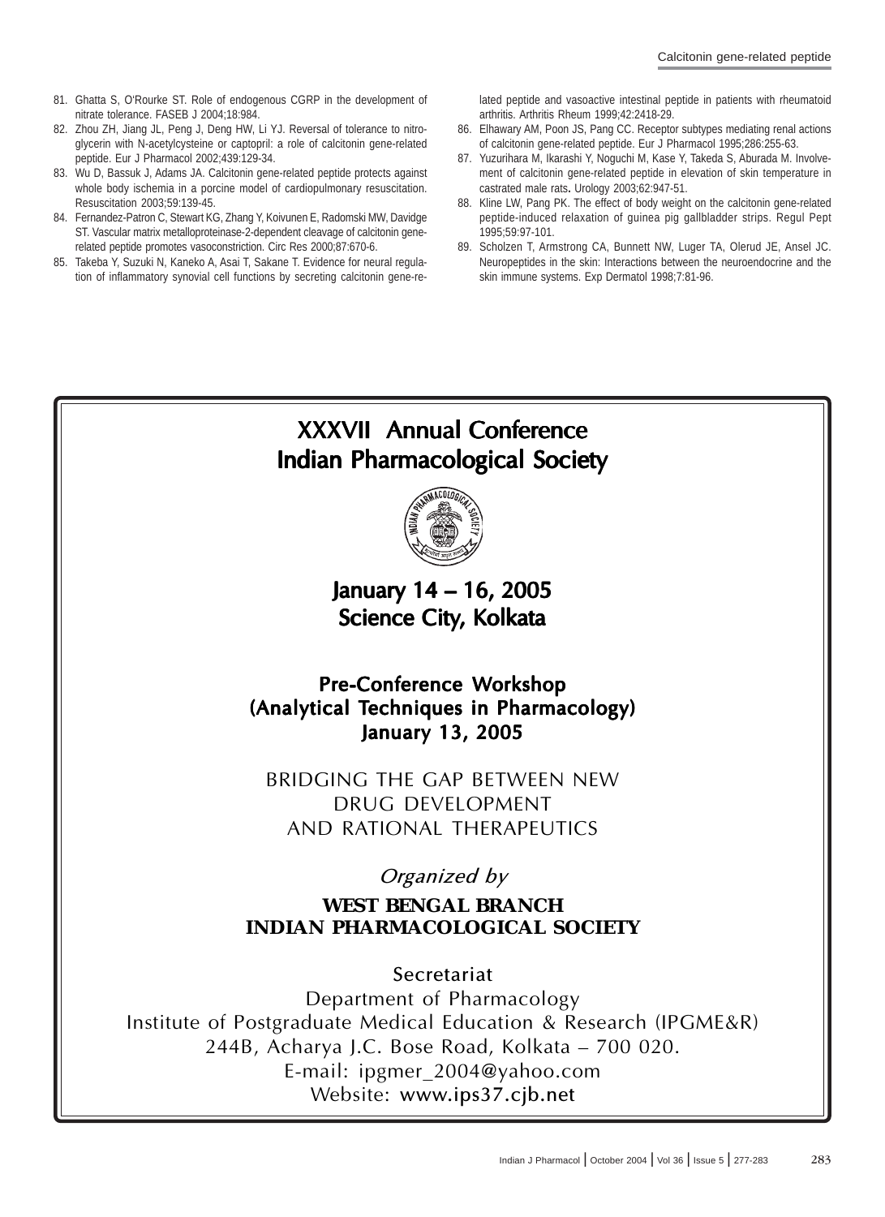81. Ghatta S, O'Rourke ST. Role of endogenous CGRP in the development of nitrate tolerance. FASEB J 2004;18:984.
82. Zhou ZH, Jiang JL, Peng J, Deng HW, Li YJ. Reversal of tolerance to nitroglycerin with N-acetylcysteine or captopril: a role of calcitonin gene-related peptide. Eur J Pharmacol 2002;439:129-34.
83. Wu D, Bassuk J, Adams JA. Calcitonin gene-related peptide protects against whole body ischemia in a porcine model of cardiopulmonary resuscitation. Resuscitation 2003;59:139-45.
84. Fernandez-Patron C, Stewart KG, Zhang Y, Koivunen E, Radomski MW, Davidge ST. Vascular matrix metalloproteinase-2-dependent cleavage of calcitonin gene-related peptide promotes vasoconstriction. Circ Res 2000;87:670-6.
85. Takeba Y, Suzuki N, Kaneko A, Asai T, Sakane T. Evidence for neural regulation of inflammatory synovial cell functions by secreting calcitonin gene-related peptide and vasoactive intestinal peptide in patients with rheumatoid arthritis. Arthritis Rheum 1999;42:2418-29.
86. Elhawary AM, Poon JS, Pang CC. Receptor subtypes mediating renal actions of calcitonin gene-related peptide. Eur J Pharmacol 1995;286:255-63.
87. Yuzurihara M, Ikarashi Y, Noguchi M, Kase Y, Takeda S, Aburada M. Involvement of calcitonin gene-related peptide in elevation of skin temperature in castrated male rats. Urology 2003;62:947-51.
88. Kline LW, Pang PK. The effect of body weight on the calcitonin gene-related peptide-induced relaxation of guinea pig gallbladder strips. Regul Pept 1995;59:97-101.
89. Scholzen T, Armstrong CA, Bunnett NW, Luger TA, Olerud JE, Ansel JC. Neuropeptides in the skin: Interactions between the neuroendocrine and the skin immune systems. Exp Dermatol 1998;7:81-96.

# XXXVII Annual Conference
# Indian Pharmacological Society

## January 14 – 16, 2005
## Science City, Kolkata

### Pre-Conference Workshop
### (Analytical Techniques in Pharmacology)
### January 13, 2005

BRIDGING THE GAP BETWEEN NEW DRUG DEVELOPMENT AND RATIONAL THERAPEUTICS

*Organized by*

**WEST BENGAL BRANCH**
**INDIAN PHARMACOLOGICAL SOCIETY**

Secretariat
Department of Pharmacology
Institute of Postgraduate Medical Education & Research (IPGME&R)
244B, Acharya J.C. Bose Road, Kolkata – 700 020.
E-mail: ipgmer_2004@yahoo.com
Website: www.ips37.cjb.net